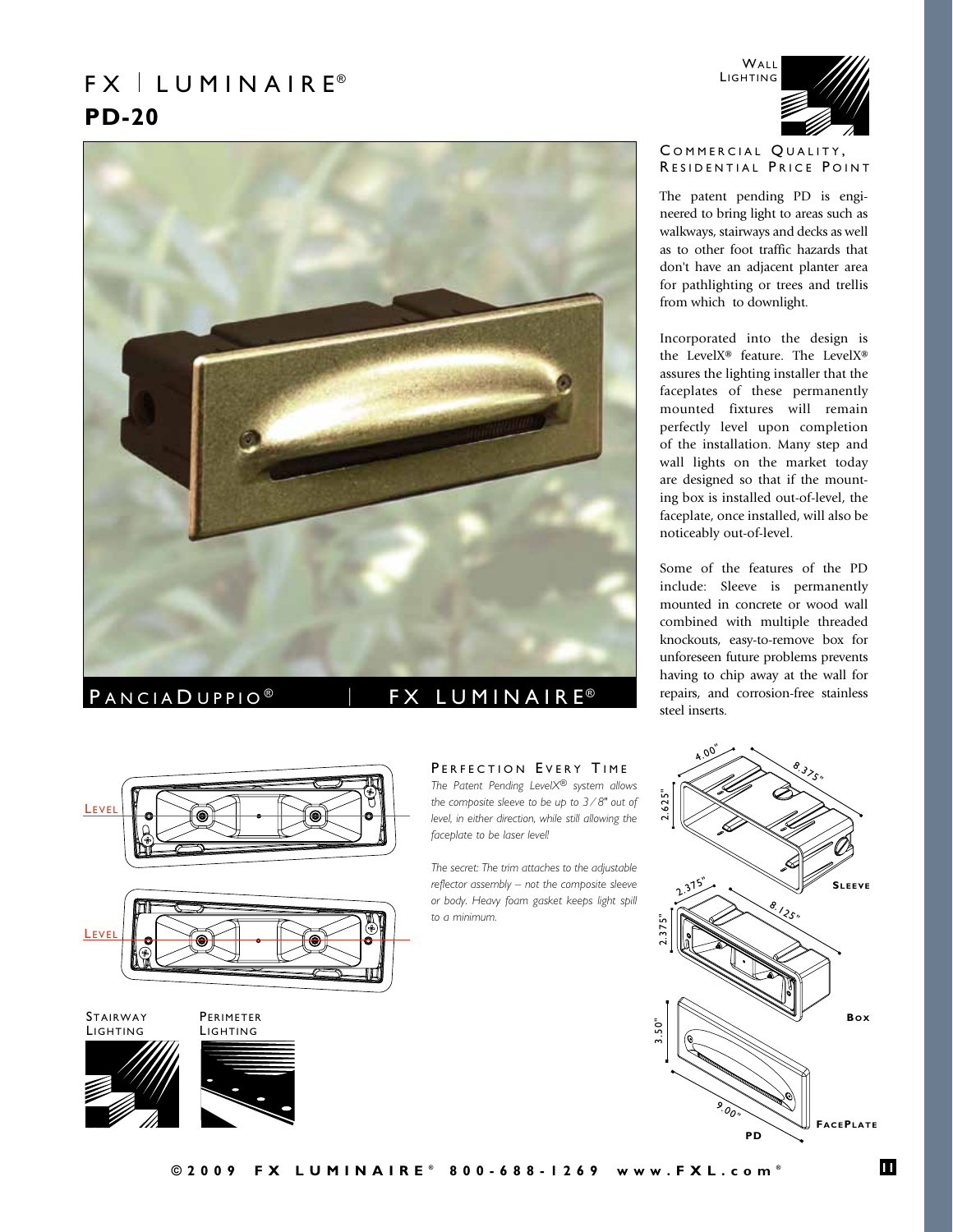# FX | LUMINAIRE®

## PD-20

WALL LIGHTING

PANCIADUPPIO® | FX LUMINAIRE®

### COMMERCIAL QUALITY, RESIDENTIAL PRICE POINT

The patent pending PD is engineered to bring light to areas such as walkways, stairways and decks as well as to other foot traffic hazards that don't have an adjacent planter area for pathlighting or trees and trellis from which to downlight.

Incorporated into the design is the LevelX® feature. The LevelX® assures the lighting installer that the faceplates of these permanently mounted fixtures will remain perfectly level upon completion of the installation. Many step and wall lights on the market today are designed so that if the mounting box is installed out-of-level, the faceplate, once installed, will also be noticeably out-of-level.

Some of the features of the PD include: Sleeve is permanently mounted in concrete or wood wall combined with multiple threaded knockouts, easy-to-remove box for unforeseen future problems prevents having to chip away at the wall for repairs, and corrosion-free stainless steel inserts.

LEVEL

LEVEL

### PERFECTION EVERY TIME

*The Patent Pending LevelX® system allows the composite sleeve to be up to 3/8" out of level, in either direction, while still allowing the faceplate to be laser level!*

*The secret: The trim attaches to the adjustable reflector assembly – not the composite sleeve or body. Heavy foam gasket keeps light spill to a minimum.*

4.00" 8.375" 2.625" **SLEEVE**

2.375" 8.125" 2.375" **BOX**

3.50" 9.00" **FACEPLATE**

**PD**

STAIRWAY LIGHTING

PERIMETER LIGHTING

**©2009 FX LUMINAIRE® 800-688-1269 www.FXL.com®**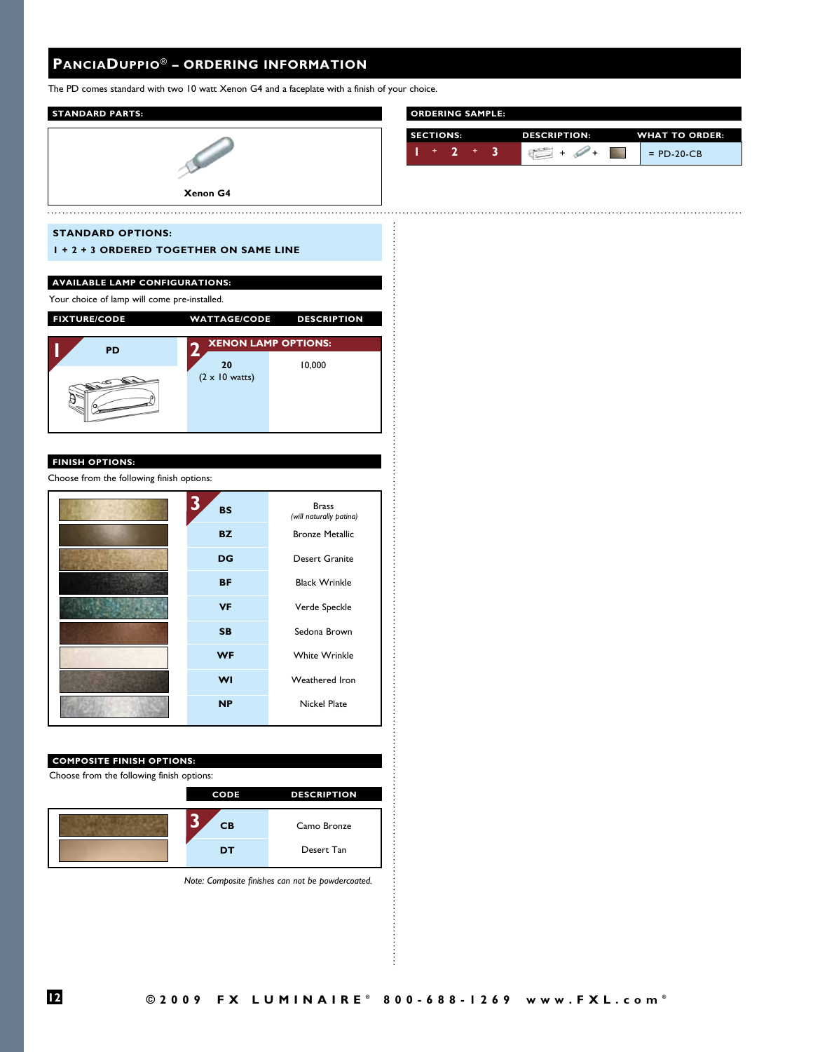# PanciaDuppio® – Ordering Information

The PD comes standard with two 10 watt Xenon G4 and a faceplate with a finish of your choice.

## STANDARD PARTS:

Xenon G4

## ORDERING SAMPLE:

| SECTIONS: | DESCRIPTION: | WHAT TO ORDER: |
|---|---|---|
| 1 + 2 + 3 | + + | = PD-20-CB |

## STANDARD OPTIONS:

**1 + 2 + 3 ORDERED TOGETHER ON SAME LINE**

## AVAILABLE LAMP CONFIGURATIONS:

Your choice of lamp will come pre-installed.

| FIXTURE/CODE | WATTAGE/CODE | DESCRIPTION |
|---|---|---|
| **1** PD | **2** XENON LAMP OPTIONS: | |
| | **20** (2 x 10 watts) | 10,000 |

## FINISH OPTIONS:

Choose from the following finish options:

| **3** Code | Description |
|---|---|
| **BS** | Brass *(will naturally patina)* |
| **BZ** | Bronze Metallic |
| **DG** | Desert Granite |
| **BF** | Black Wrinkle |
| **VF** | Verde Speckle |
| **SB** | Sedona Brown |
| **WF** | White Wrinkle |
| **WI** | Weathered Iron |
| **NP** | Nickel Plate |

## COMPOSITE FINISH OPTIONS:

Choose from the following finish options:

| CODE | DESCRIPTION |
|---|---|
| **3** **CB** | Camo Bronze |
| **DT** | Desert Tan |

*Note: Composite finishes can not be powdercoated.*

©2009 FX LUMINAIRE® 800-688-1269 www.FXL.com®